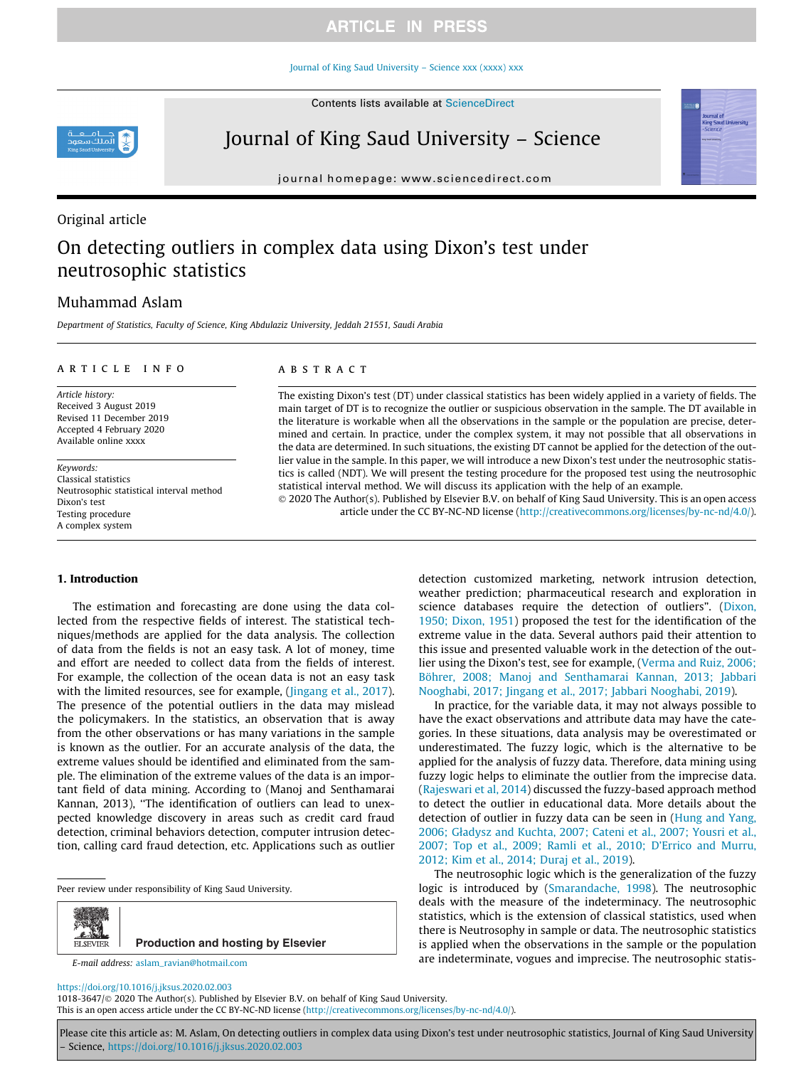Original article

# On detecting outliers in complex data using Dixon's test under neutrosophic statistics

Muhammad Aslam

*Department of Statistics, Faculty of Science, King Abdulaziz University, Jeddah 21551, Saudi Arabia*

## ARTICLE INFO

*Article history:*
Received 3 August 2019
Revised 11 December 2019
Accepted 4 February 2020
Available online xxxx

*Keywords:*
Classical statistics
Neutrosophic statistical interval method
Dixon's test
Testing procedure
A complex system

## ABSTRACT

The existing Dixon's test (DT) under classical statistics has been widely applied in a variety of fields. The main target of DT is to recognize the outlier or suspicious observation in the sample. The DT available in the literature is workable when all the observations in the sample or the population are precise, determined and certain. In practice, under the complex system, it may not possible that all observations in the data are determined. In such situations, the existing DT cannot be applied for the detection of the outlier value in the sample. In this paper, we will introduce a new Dixon's test under the neutrosophic statistics is called (NDT). We will present the testing procedure for the proposed test using the neutrosophic statistical interval method. We will discuss its application with the help of an example.

© 2020 The Author(s). Published by Elsevier B.V. on behalf of King Saud University. This is an open access article under the CC BY-NC-ND license (http://creativecommons.org/licenses/by-nc-nd/4.0/).

## 1. Introduction

The estimation and forecasting are done using the data collected from the respective fields of interest. The statistical techniques/methods are applied for the data analysis. The collection of data from the fields is not an easy task. A lot of money, time and effort are needed to collect data from the fields of interest. For example, the collection of the ocean data is not an easy task with the limited resources, see for example, (Jingang et al., 2017). The presence of the potential outliers in the data may mislead the policymakers. In the statistics, an observation that is away from the other observations or has many variations in the sample is known as the outlier. For an accurate analysis of the data, the extreme values should be identified and eliminated from the sample. The elimination of the extreme values of the data is an important field of data mining. According to (Manoj and Senthamarai Kannan, 2013), "The identification of outliers can lead to unexpected knowledge discovery in areas such as credit card fraud detection, criminal behaviors detection, computer intrusion detection, calling card fraud detection, etc. Applications such as outlier detection customized marketing, network intrusion detection, weather prediction; pharmaceutical research and exploration in science databases require the detection of outliers". (Dixon, 1950; Dixon, 1951) proposed the test for the identification of the extreme value in the data. Several authors paid their attention to this issue and presented valuable work in the detection of the outlier using the Dixon's test, see for example, (Verma and Ruiz, 2006; Böhrer, 2008; Manoj and Senthamarai Kannan, 2013; Jabbari Nooghabi, 2017; Jingang et al., 2017; Jabbari Nooghabi, 2019).

In practice, for the variable data, it may not always possible to have the exact observations and attribute data may have the categories. In these situations, data analysis may be overestimated or underestimated. The fuzzy logic, which is the alternative to be applied for the analysis of fuzzy data. Therefore, data mining using fuzzy logic helps to eliminate the outlier from the imprecise data. (Rajeswari et al, 2014) discussed the fuzzy-based approach method to detect the outlier in educational data. More details about the detection of outlier in fuzzy data can be seen in (Hung and Yang, 2006; Gładysz and Kuchta, 2007; Cateni et al., 2007; Yousri et al., 2007; Top et al., 2009; Ramli et al., 2010; D'Errico and Murru, 2012; Kim et al., 2014; Duraj et al., 2019).

The neutrosophic logic which is the generalization of the fuzzy logic is introduced by (Smarandache, 1998). The neutrosophic deals with the measure of the indeterminacy. The neutrosophic statistics, which is the extension of classical statistics, used when there is Neutrosophy in sample or data. The neutrosophic statistics is applied when the observations in the sample or the population are indeterminate, vogues and imprecise. The neutrosophic statis-

Peer review under responsibility of King Saud University.

Production and hosting by Elsevier

*E-mail address:* aslam_ravian@hotmail.com

https://doi.org/10.1016/j.jksus.2020.02.003
1018-3647/© 2020 The Author(s). Published by Elsevier B.V. on behalf of King Saud University.
This is an open access article under the CC BY-NC-ND license (http://creativecommons.org/licenses/by-nc-nd/4.0/).

Please cite this article as: M. Aslam, On detecting outliers in complex data using Dixon's test under neutrosophic statistics, Journal of King Saud University – Science, https://doi.org/10.1016/j.jksus.2020.02.003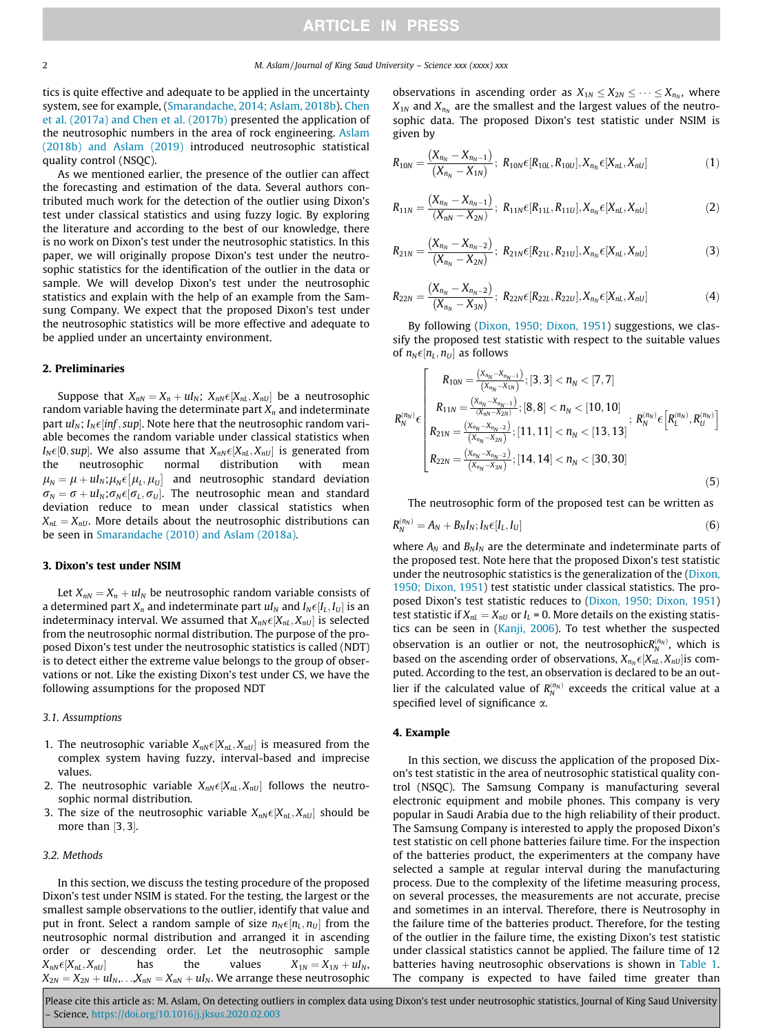tics is quite effective and adequate to be applied in the uncertainty system, see for example, (Smarandache, 2014; Aslam, 2018b). Chen et al. (2017a) and Chen et al. (2017b) presented the application of the neutrosophic numbers in the area of rock engineering. Aslam (2018b) and Aslam (2019) introduced neutrosophic statistical quality control (NSQC).

As we mentioned earlier, the presence of the outlier can affect the forecasting and estimation of the data. Several authors contributed much work for the detection of the outlier using Dixon's test under classical statistics and using fuzzy logic. By exploring the literature and according to the best of our knowledge, there is no work on Dixon's test under the neutrosophic statistics. In this paper, we will originally propose Dixon's test under the neutrosophic statistics for the identification of the outlier in the data or sample. We will develop Dixon's test under the neutrosophic statistics and explain with the help of an example from the Samsung Company. We expect that the proposed Dixon's test under the neutrosophic statistics will be more effective and adequate to be applied under an uncertainty environment.

## 2. Preliminaries

Suppose that $X_{nN} = X_n + uI_N$; $X_{nN} \epsilon [X_{nL}, X_{nU}]$ be a neutrosophic random variable having the determinate part $X_n$ and indeterminate part $uI_N$; $I_N \epsilon [inf, sup]$. Note here that the neutrosophic random variable becomes the random variable under classical statistics when $I_N \epsilon [0, sup]$. We also assume that $X_{nN} \epsilon [X_{nL}, X_{nU}]$ is generated from the neutrosophic normal distribution with mean $\mu_N = \mu + uI_N; \mu_N \epsilon [\mu_L, \mu_U]$ and neutrosophic standard deviation $\sigma_N = \sigma + uI_N; \sigma_N \epsilon [\sigma_L, \sigma_U]$. The neutrosophic mean and standard deviation reduce to mean under classical statistics when $X_{nL} = X_{nU}$. More details about the neutrosophic distributions can be seen in Smarandache (2010) and Aslam (2018a).

## 3. Dixon's test under NSIM

Let $X_{nN} = X_n + uI_N$ be neutrosophic random variable consists of a determined part $X_n$ and indeterminate part $uI_N$ and $I_N \epsilon [I_L, I_U]$ is an indeterminacy interval. We assumed that $X_{nN} \epsilon [X_{nL}, X_{nU}]$ is selected from the neutrosophic normal distribution. The purpose of the proposed Dixon's test under the neutrosophic statistics is called (NDT) is to detect either the extreme value belongs to the group of observations or not. Like the existing Dixon's test under CS, we have the following assumptions for the proposed NDT

### 3.1. Assumptions

1. The neutrosophic variable $X_{nN} \epsilon [X_{nL}, X_{nU}]$ is measured from the complex system having fuzzy, interval-based and imprecise values.
2. The neutrosophic variable $X_{nN} \epsilon [X_{nL}, X_{nU}]$ follows the neutrosophic normal distribution.
3. The size of the neutrosophic variable $X_{nN} \epsilon [X_{nL}, X_{nU}]$ should be more than $[3, 3]$.

### 3.2. Methods

In this section, we discuss the testing procedure of the proposed Dixon's test under NSIM is stated. For the testing, the largest or the smallest sample observations to the outlier, identify that value and put in front. Select a random sample of size $n_N \epsilon [n_L, n_U]$ from the neutrosophic normal distribution and arranged it in ascending order or descending order. Let the neutrosophic sample $X_{nN} \epsilon [X_{nL}, X_{nU}]$ has the values $X_{1N} = X_{1N} + uI_N$, $X_{2N} = X_{2N} + uI_N, \ldots, X_{nN} = X_{nN} + uI_N$. We arrange these neutrosophic observations in ascending order as $X_{1N} \le X_{2N} \le \cdots \le X_{n_N}$, where $X_{1N}$ and $X_{n_N}$ are the smallest and the largest values of the neutrosophic data. The proposed Dixon's test statistic under NSIM is given by

$$R_{10N} = \frac{(X_{n_N} - X_{n_N-1})}{(X_{n_N} - X_{1N})};\ R_{10N} \epsilon [R_{10L}, R_{10U}], X_{n_N} \epsilon [X_{nL}, X_{nU}] \tag{1}$$

$$R_{11N} = \frac{(X_{n_N} - X_{n_N-1})}{(X_{nN} - X_{2N})};\ R_{11N} \epsilon [R_{11L}, R_{11U}], X_{n_N} \epsilon [X_{nL}, X_{nU}] \tag{2}$$

$$R_{21N} = \frac{(X_{n_N} - X_{n_N-2})}{(X_{n_N} - X_{2N})};\ R_{21N} \epsilon [R_{21L}, R_{21U}], X_{n_N} \epsilon [X_{nL}, X_{nU}] \tag{3}$$

$$R_{22N} = \frac{(X_{n_N} - X_{n_N-2})}{(X_{n_N} - X_{3N})};\ R_{22N} \epsilon [R_{22L}, R_{22U}], X_{n_N} \epsilon [X_{nL}, X_{nU}] \tag{4}$$

By following (Dixon, 1950; Dixon, 1951) suggestions, we classify the proposed test statistic with respect to the suitable values of $n_N \epsilon [n_L, n_U]$ as follows

$$R_N^{(n_N)} \epsilon \begin{bmatrix} R_{10N} = \frac{(X_{n_N} - X_{n_N-1})}{(X_{n_N} - X_{1N})}; [3,3] < n_N < [7,7] \\ R_{11N} = \frac{(X_{n_N} - X_{n_N-1})}{(X_{nN} - X_{2N})}; [8,8] < n_N < [10,10] \\ R_{21N} = \frac{(X_{n_N} - X_{n_N-2})}{(X_{n_N} - X_{2N})}; [11,11] < n_N < [13,13] \\ R_{22N} = \frac{(X_{n_N} - X_{n_N-2})}{(X_{n_N} - X_{3N})}; [14,14] < n_N < [30,30] \end{bmatrix};\ R_N^{(n_N)} \epsilon \left[R_L^{(n_N)}, R_U^{(n_N)}\right] \tag{5}$$

The neutrosophic form of the proposed test can be written as

$$R_N^{(n_N)} = A_N + B_N I_N; I_N \epsilon [I_L, I_U] \tag{6}$$

where $A_N$ and $B_N I_N$ are the determinate and indeterminate parts of the proposed test. Note here that the proposed Dixon's test statistic under the neutrosophic statistics is the generalization of the (Dixon, 1950; Dixon, 1951) test statistic under classical statistics. The proposed Dixon's test statistic reduces to (Dixon, 1950; Dixon, 1951) test statistic if $X_{nL} = X_{nU}$ or $I_L = 0$. More details on the existing statistics can be seen in (Kanji, 2006). To test whether the suspected observation is an outlier or not, the neutrosophic $R_N^{(n_N)}$, which is based on the ascending order of observations, $X_{n_N} \epsilon [X_{nL}, X_{nU}]$ is computed. According to the test, an observation is declared to be an outlier if the calculated value of $R_N^{(n_N)}$ exceeds the critical value at a specified level of significance $\alpha$.

## 4. Example

In this section, we discuss the application of the proposed Dixon's test statistic in the area of neutrosophic statistical quality control (NSQC). The Samsung Company is manufacturing several electronic equipment and mobile phones. This company is very popular in Saudi Arabia due to the high reliability of their product. The Samsung Company is interested to apply the proposed Dixon's test statistic on cell phone batteries failure time. For the inspection of the batteries product, the experimenters at the company have selected a sample at regular interval during the manufacturing process. Due to the complexity of the lifetime measuring process, on several processes, the measurements are not accurate, precise and sometimes in an interval. Therefore, there is Neutrosophy in the failure time of the batteries product. Therefore, for the testing of the outlier in the failure time, the existing Dixon's test statistic under classical statistics cannot be applied. The failure time of 12 batteries having neutrosophic observations is shown in Table 1. The company is expected to have failed time greater than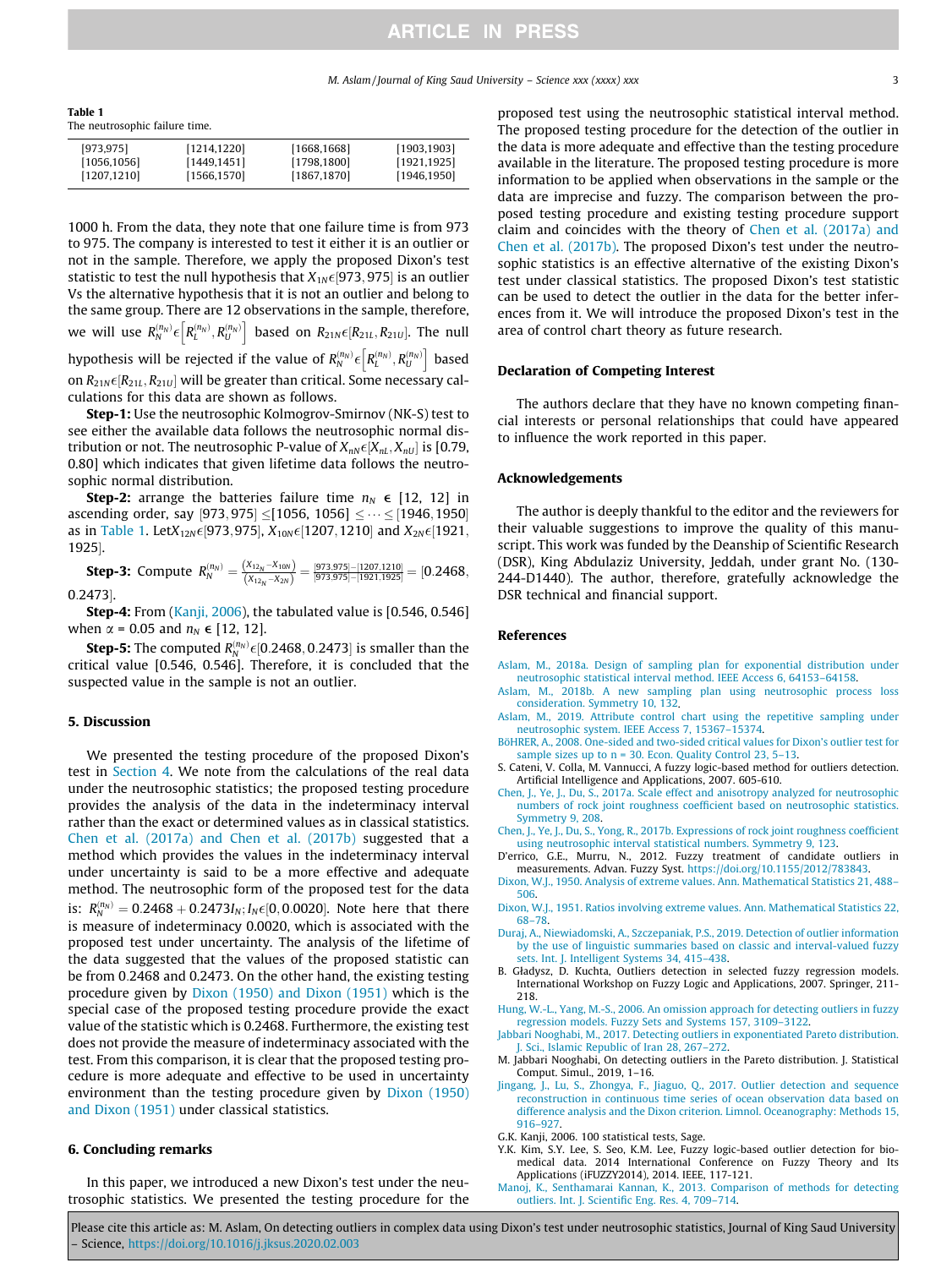**Table 1**
The neutrosophic failure time.

| | | | |
|---|---|---|---|
| [973,975] | [1214,1220] | [1668,1668] | [1903,1903] |
| [1056,1056] | [1449,1451] | [1798,1800] | [1921,1925] |
| [1207,1210] | [1566,1570] | [1867,1870] | [1946,1950] |

1000 h. From the data, they note that one failure time is from 973 to 975. The company is interested to test it either it is an outlier or not in the sample. Therefore, we apply the proposed Dixon's test statistic to test the null hypothesis that $X_{1N}\epsilon[973, 975]$ is an outlier Vs the alternative hypothesis that it is not an outlier and belong to the same group. There are 12 observations in the sample, therefore, we will use $R_N^{(n_N)}\epsilon\left[R_L^{(n_N)}, R_U^{(n_N)}\right]$ based on $R_{21N}\epsilon[R_{21L}, R_{21U}]$. The null hypothesis will be rejected if the value of $R_N^{(n_N)}\epsilon\left[R_L^{(n_N)}, R_U^{(n_N)}\right]$ based on $R_{21N}\epsilon[R_{21L}, R_{21U}]$ will be greater than critical. Some necessary calculations for this data are shown as follows.

**Step-1:** Use the neutrosophic Kolmogrov-Smirnov (NK-S) test to see either the available data follows the neutrosophic normal distribution or not. The neutrosophic P-value of $X_{nN}\epsilon[X_{nL}, X_{nU}]$ is [0.79, 0.80] which indicates that given lifetime data follows the neutrosophic normal distribution.

**Step-2:** arrange the batteries failure time $n_N$ $\epsilon$ [12, 12] in ascending order, say $[973, 975] \leq [1056, 1056] \leq \cdots \leq [1946, 1950]$ as in Table 1. Let$X_{12N}\epsilon[973, 975]$, $X_{10N}\epsilon[1207, 1210]$ and $X_{2N}\epsilon[1921, 1925]$.

**Step-3:** Compute $R_N^{(n_N)} = \frac{(X_{12_N} - X_{10N})}{(X_{12_N} - X_{2N})} = \frac{|973,975|-|1207,1210|}{|973,975|-|1921,1925|} = [0.2468, 0.2473]$.

**Step-4:** From (Kanji, 2006), the tabulated value is [0.546, 0.546] when α = 0.05 and $n_N$ $\epsilon$ [12, 12].

**Step-5:** The computed $R_N^{(n_N)}\epsilon[0.2468, 0.2473]$ is smaller than the critical value [0.546, 0.546]. Therefore, it is concluded that the suspected value in the sample is not an outlier.

## 5. Discussion

We presented the testing procedure of the proposed Dixon's test in Section 4. We note from the calculations of the real data under the neutrosophic statistics; the proposed testing procedure provides the analysis of the data in the indeterminacy interval rather than the exact or determined values as in classical statistics. Chen et al. (2017a) and Chen et al. (2017b) suggested that a method which provides the values in the indeterminacy interval under uncertainty is said to be a more effective and adequate method. The neutrosophic form of the proposed test for the data is: $R_N^{(n_N)} = 0.2468 + 0.2473I_N; I_N\epsilon[0, 0.0020]$. Note here that there is measure of indeterminacy 0.0020, which is associated with the proposed test under uncertainty. The analysis of the lifetime of the data suggested that the values of the proposed statistic can be from 0.2468 and 0.2473. On the other hand, the existing testing procedure given by Dixon (1950) and Dixon (1951) which is the special case of the proposed testing procedure provide the exact value of the statistic which is 0.2468. Furthermore, the existing test does not provide the measure of indeterminacy associated with the test. From this comparison, it is clear that the proposed testing procedure is more adequate and effective to be used in uncertainty environment than the testing procedure given by Dixon (1950) and Dixon (1951) under classical statistics.

## 6. Concluding remarks

In this paper, we introduced a new Dixon's test under the neutrosophic statistics. We presented the testing procedure for the proposed test using the neutrosophic statistical interval method. The proposed testing procedure for the detection of the outlier in the data is more adequate and effective than the testing procedure available in the literature. The proposed testing procedure is more information to be applied when observations in the sample or the data are imprecise and fuzzy. The comparison between the proposed testing procedure and existing testing procedure support claim and coincides with the theory of Chen et al. (2017a) and Chen et al. (2017b). The proposed Dixon's test under the neutrosophic statistics is an effective alternative of the existing Dixon's test under classical statistics. The proposed Dixon's test statistic can be used to detect the outlier in the data for the better inferences from it. We will introduce the proposed Dixon's test in the area of control chart theory as future research.

## Declaration of Competing Interest

The authors declare that they have no known competing financial interests or personal relationships that could have appeared to influence the work reported in this paper.

## Acknowledgements

The author is deeply thankful to the editor and the reviewers for their valuable suggestions to improve the quality of this manuscript. This work was funded by the Deanship of Scientific Research (DSR), King Abdulaziz University, Jeddah, under grant No. (130-244-D1440). The author, therefore, gratefully acknowledge the DSR technical and financial support.

## References

Aslam, M., 2018a. Design of sampling plan for exponential distribution under neutrosophic statistical interval method. IEEE Access 6, 64153–64158.

Aslam, M., 2018b. A new sampling plan using neutrosophic process loss consideration. Symmetry 10, 132.

Aslam, M., 2019. Attribute control chart using the repetitive sampling under neutrosophic system. IEEE Access 7, 15367–15374.

BöHRER, A., 2008. One-sided and two-sided critical values for Dixon's outlier test for sample sizes up to n = 30. Econ. Quality Control 23, 5–13.

S. Cateni, V. Colla, M. Vannucci, A fuzzy logic-based method for outliers detection. Artificial Intelligence and Applications, 2007. 605-610.

Chen, J., Ye, J., Du, S., 2017a. Scale effect and anisotropy analyzed for neutrosophic numbers of rock joint roughness coefficient based on neutrosophic statistics. Symmetry 9, 208.

Chen, J., Ye, J., Du, S., Yong, R., 2017b. Expressions of rock joint roughness coefficient using neutrosophic interval statistical numbers. Symmetry 9, 123.

D'errico, G.E., Murru, N., 2012. Fuzzy treatment of candidate outliers in measurements. Advan. Fuzzy Syst. https://doi.org/10.1155/2012/783843.

Dixon, W.J., 1950. Analysis of extreme values. Ann. Mathematical Statistics 21, 488–506.

Dixon, W.J., 1951. Ratios involving extreme values. Ann. Mathematical Statistics 22, 68–78.

Duraj, A., Niewiadomski, A., Szczepaniak, P.S., 2019. Detection of outlier information by the use of linguistic summaries based on classic and interval-valued fuzzy sets. Int. J. Intelligent Systems 34, 415–438.

B. Gładysz, D. Kuchta, Outliers detection in selected fuzzy regression models. International Workshop on Fuzzy Logic and Applications, 2007. Springer, 211-218.

Hung, W.-L., Yang, M.-S., 2006. An omission approach for detecting outliers in fuzzy regression models. Fuzzy Sets and Systems 157, 3109–3122.

Jabbari Nooghabi, M., 2017. Detecting outliers in exponentiated Pareto distribution. J. Sci., Islamic Republic of Iran 28, 267–272.

M. Jabbari Nooghabi, On detecting outliers in the Pareto distribution. J. Statistical Comput. Simul., 2019, 1–16.

Jingang, J., Lu, S., Zhongya, F., Jiaguo, Q., 2017. Outlier detection and sequence reconstruction in continuous time series of ocean observation data based on difference analysis and the Dixon criterion. Limnol. Oceanography: Methods 15, 916–927.

G.K. Kanji, 2006. 100 statistical tests, Sage.

Y.K. Kim, S.Y. Lee, S. Seo, K.M. Lee, Fuzzy logic-based outlier detection for biomedical data. 2014 International Conference on Fuzzy Theory and Its Applications (iFUZZY2014), 2014. IEEE, 117-121.

Manoj, K., Senthamarai Kannan, K., 2013. Comparison of methods for detecting outliers. Int. J. Scientific Eng. Res. 4, 709–714.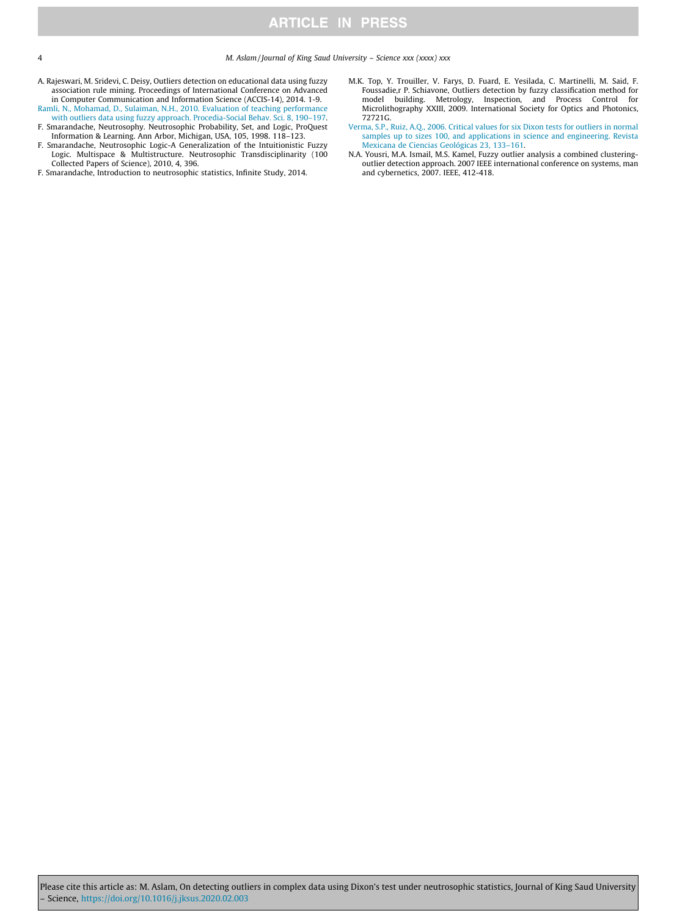A. Rajeswari, M. Sridevi, C. Deisy, Outliers detection on educational data using fuzzy association rule mining. Proceedings of International Conference on Advanced in Computer Communication and Information Science (ACCIS-14), 2014. 1-9.

Ramli, N., Mohamad, D., Sulaiman, N.H., 2010. Evaluation of teaching performance with outliers data using fuzzy approach. Procedia-Social Behav. Sci. 8, 190–197.

F. Smarandache, Neutrosophy. Neutrosophic Probability, Set, and Logic, ProQuest Information & Learning. Ann Arbor, Michigan, USA, 105, 1998. 118–123.

F. Smarandache, Neutrosophic Logic-A Generalization of the Intuitionistic Fuzzy Logic. Multispace & Multistructure. Neutrosophic Transdisciplinarity (100 Collected Papers of Science), 2010, 4, 396.

F. Smarandache, Introduction to neutrosophic statistics, Infinite Study, 2014.

M.K. Top, Y. Trouiller, V. Farys, D. Fuard, E. Yesilada, C. Martinelli, M. Said, F. Foussadie,r P. Schiavone, Outliers detection by fuzzy classification method for model building. Metrology, Inspection, and Process Control for Microlithography XXIII, 2009. International Society for Optics and Photonics, 72721G.

Verma, S.P., Ruiz, A.Q., 2006. Critical values for six Dixon tests for outliers in normal samples up to sizes 100, and applications in science and engineering. Revista Mexicana de Ciencias Geológicas 23, 133–161.

N.A. Yousri, M.A. Ismail, M.S. Kamel, Fuzzy outlier analysis a combined clustering-outlier detection approach. 2007 IEEE international conference on systems, man and cybernetics, 2007. IEEE, 412-418.